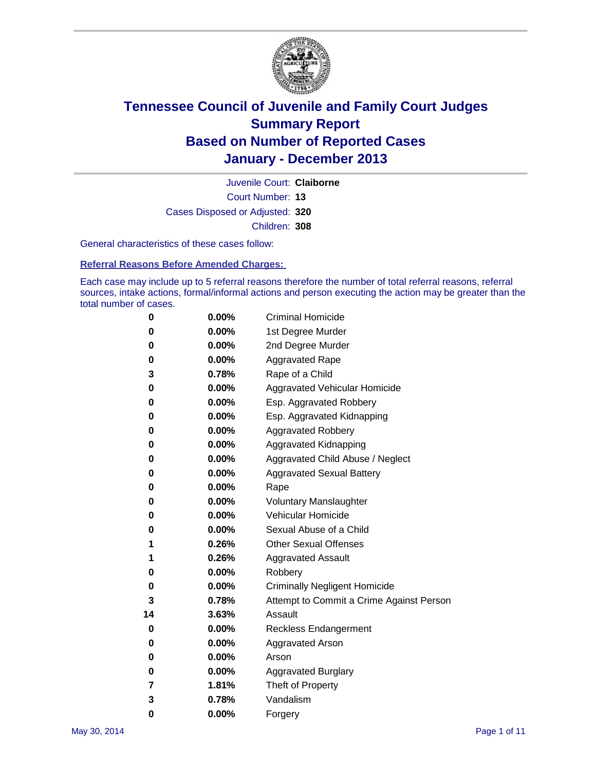# Tennessee Council of Juvenile and Family Court Judges
# Summary Report
# Based on Number of Reported Cases
# January - December 2013

Juvenile Court: **Claiborne**

Court Number: **13**

Cases Disposed or Adjusted: **320**

Children: **308**

General characteristics of these cases follow:

**Referral Reasons Before Amended Charges:**

Each case may include up to 5 referral reasons therefore the number of total referral reasons, referral sources, intake actions, formal/informal actions and person executing the action may be greater than the total number of cases.

| | | |
|---|---|---|
| 0 | 0.00% | Criminal Homicide |
| 0 | 0.00% | 1st Degree Murder |
| 0 | 0.00% | 2nd Degree Murder |
| 0 | 0.00% | Aggravated Rape |
| 3 | 0.78% | Rape of a Child |
| 0 | 0.00% | Aggravated Vehicular Homicide |
| 0 | 0.00% | Esp. Aggravated Robbery |
| 0 | 0.00% | Esp. Aggravated Kidnapping |
| 0 | 0.00% | Aggravated Robbery |
| 0 | 0.00% | Aggravated Kidnapping |
| 0 | 0.00% | Aggravated Child Abuse / Neglect |
| 0 | 0.00% | Aggravated Sexual Battery |
| 0 | 0.00% | Rape |
| 0 | 0.00% | Voluntary Manslaughter |
| 0 | 0.00% | Vehicular Homicide |
| 0 | 0.00% | Sexual Abuse of a Child |
| 1 | 0.26% | Other Sexual Offenses |
| 1 | 0.26% | Aggravated Assault |
| 0 | 0.00% | Robbery |
| 0 | 0.00% | Criminally Negligent Homicide |
| 3 | 0.78% | Attempt to Commit a Crime Against Person |
| 14 | 3.63% | Assault |
| 0 | 0.00% | Reckless Endangerment |
| 0 | 0.00% | Aggravated Arson |
| 0 | 0.00% | Arson |
| 0 | 0.00% | Aggravated Burglary |
| 7 | 1.81% | Theft of Property |
| 3 | 0.78% | Vandalism |
| 0 | 0.00% | Forgery |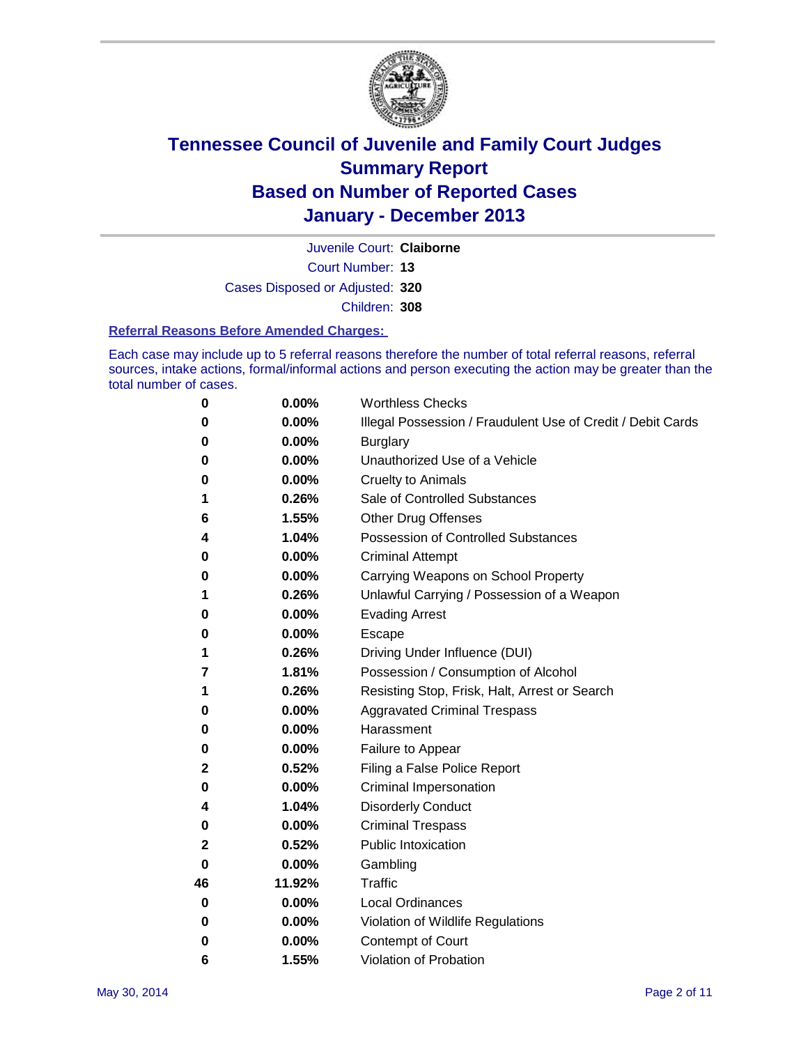# Tennessee Council of Juvenile and Family Court Judges
# Summary Report
# Based on Number of Reported Cases
# January - December 2013

Juvenile Court: **Claiborne**
Court Number: **13**
Cases Disposed or Adjusted: **320**
Children: **308**

### Referral Reasons Before Amended Charges:

Each case may include up to 5 referral reasons therefore the number of total referral reasons, referral sources, intake actions, formal/informal actions and person executing the action may be greater than the total number of cases.

| Count | Percent | Referral Reason |
|---|---|---|
| 0 | 0.00% | Worthless Checks |
| 0 | 0.00% | Illegal Possession / Fraudulent Use of Credit / Debit Cards |
| 0 | 0.00% | Burglary |
| 0 | 0.00% | Unauthorized Use of a Vehicle |
| 0 | 0.00% | Cruelty to Animals |
| 1 | 0.26% | Sale of Controlled Substances |
| 6 | 1.55% | Other Drug Offenses |
| 4 | 1.04% | Possession of Controlled Substances |
| 0 | 0.00% | Criminal Attempt |
| 0 | 0.00% | Carrying Weapons on School Property |
| 1 | 0.26% | Unlawful Carrying / Possession of a Weapon |
| 0 | 0.00% | Evading Arrest |
| 0 | 0.00% | Escape |
| 1 | 0.26% | Driving Under Influence (DUI) |
| 7 | 1.81% | Possession / Consumption of Alcohol |
| 1 | 0.26% | Resisting Stop, Frisk, Halt, Arrest or Search |
| 0 | 0.00% | Aggravated Criminal Trespass |
| 0 | 0.00% | Harassment |
| 0 | 0.00% | Failure to Appear |
| 2 | 0.52% | Filing a False Police Report |
| 0 | 0.00% | Criminal Impersonation |
| 4 | 1.04% | Disorderly Conduct |
| 0 | 0.00% | Criminal Trespass |
| 2 | 0.52% | Public Intoxication |
| 0 | 0.00% | Gambling |
| 46 | 11.92% | Traffic |
| 0 | 0.00% | Local Ordinances |
| 0 | 0.00% | Violation of Wildlife Regulations |
| 0 | 0.00% | Contempt of Court |
| 6 | 1.55% | Violation of Probation |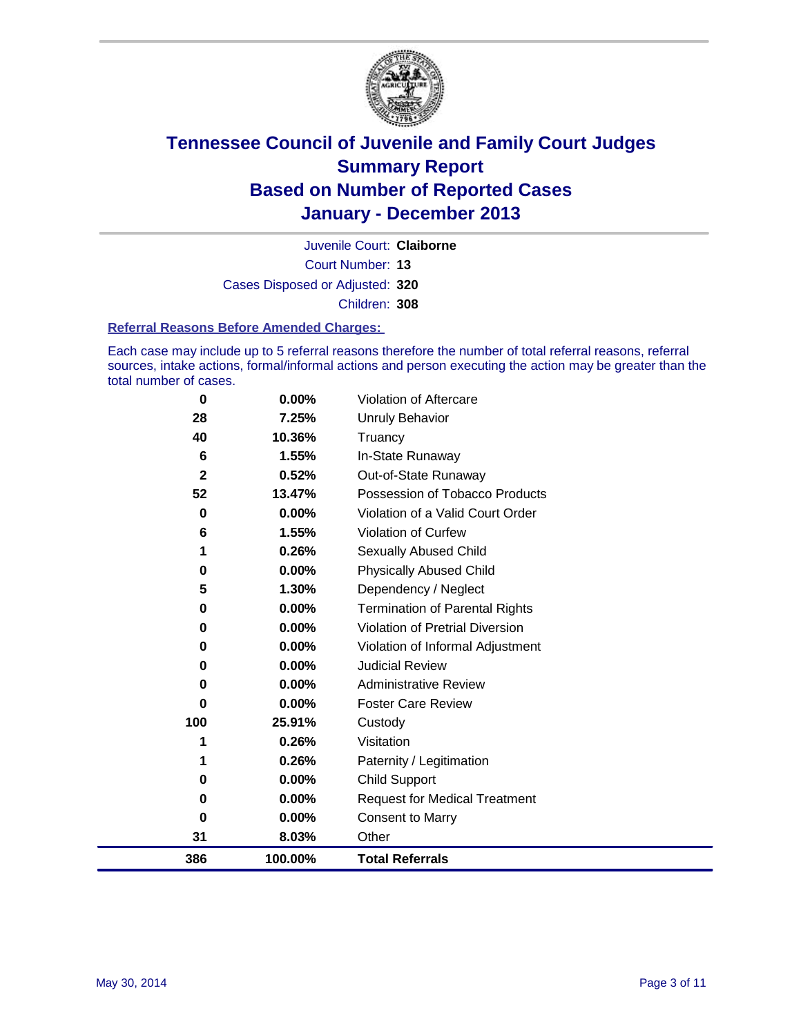# Tennessee Council of Juvenile and Family Court Judges
# Summary Report
# Based on Number of Reported Cases
# January - December 2013

Juvenile Court: **Claiborne**

Court Number: **13**

Cases Disposed or Adjusted: **320**

Children: **308**

### Referral Reasons Before Amended Charges:

Each case may include up to 5 referral reasons therefore the number of total referral reasons, referral sources, intake actions, formal/informal actions and person executing the action may be greater than the total number of cases.

| Count | Percent | Referral Reason |
|---|---|---|
| 0 | 0.00% | Violation of Aftercare |
| 28 | 7.25% | Unruly Behavior |
| 40 | 10.36% | Truancy |
| 6 | 1.55% | In-State Runaway |
| 2 | 0.52% | Out-of-State Runaway |
| 52 | 13.47% | Possession of Tobacco Products |
| 0 | 0.00% | Violation of a Valid Court Order |
| 6 | 1.55% | Violation of Curfew |
| 1 | 0.26% | Sexually Abused Child |
| 0 | 0.00% | Physically Abused Child |
| 5 | 1.30% | Dependency / Neglect |
| 0 | 0.00% | Termination of Parental Rights |
| 0 | 0.00% | Violation of Pretrial Diversion |
| 0 | 0.00% | Violation of Informal Adjustment |
| 0 | 0.00% | Judicial Review |
| 0 | 0.00% | Administrative Review |
| 0 | 0.00% | Foster Care Review |
| 100 | 25.91% | Custody |
| 1 | 0.26% | Visitation |
| 1 | 0.26% | Paternity / Legitimation |
| 0 | 0.00% | Child Support |
| 0 | 0.00% | Request for Medical Treatment |
| 0 | 0.00% | Consent to Marry |
| 31 | 8.03% | Other |
| **386** | **100.00%** | **Total Referrals** |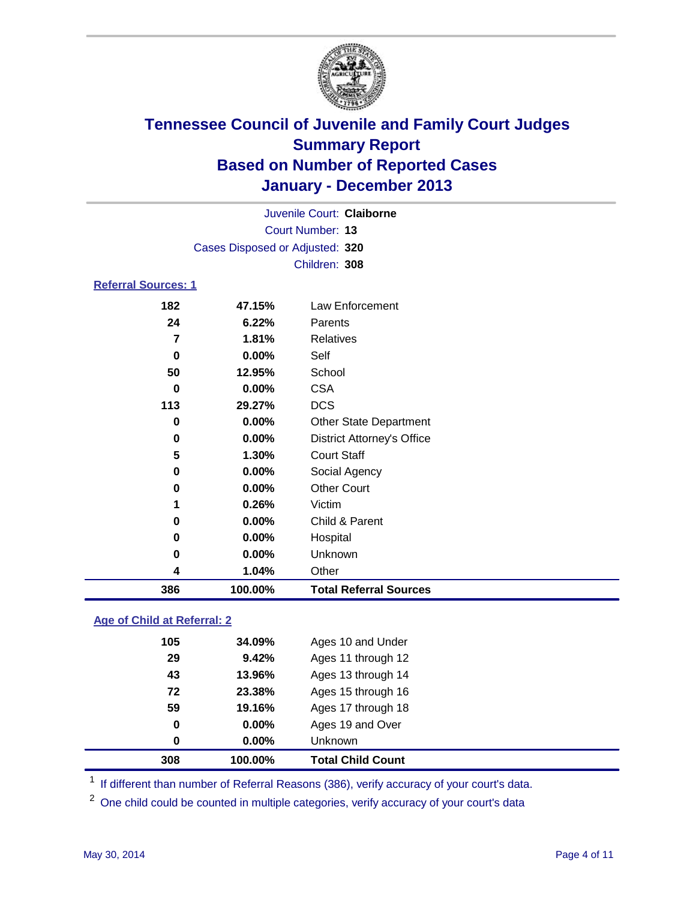# Tennessee Council of Juvenile and Family Court Judges
## Summary Report
## Based on Number of Reported Cases
## January - December 2013

Juvenile Court: **Claiborne**
Court Number: **13**
Cases Disposed or Adjusted: **320**
Children: **308**

### Referral Sources: 1

| Count | Percent | Source |
|---|---|---|
| 182 | 47.15% | Law Enforcement |
| 24 | 6.22% | Parents |
| 7 | 1.81% | Relatives |
| 0 | 0.00% | Self |
| 50 | 12.95% | School |
| 0 | 0.00% | CSA |
| 113 | 29.27% | DCS |
| 0 | 0.00% | Other State Department |
| 0 | 0.00% | District Attorney's Office |
| 5 | 1.30% | Court Staff |
| 0 | 0.00% | Social Agency |
| 0 | 0.00% | Other Court |
| 1 | 0.26% | Victim |
| 0 | 0.00% | Child & Parent |
| 0 | 0.00% | Hospital |
| 0 | 0.00% | Unknown |
| 4 | 1.04% | Other |
| **386** | **100.00%** | **Total Referral Sources** |

### Age of Child at Referral: 2

| Count | Percent | Age |
|---|---|---|
| 105 | 34.09% | Ages 10 and Under |
| 29 | 9.42% | Ages 11 through 12 |
| 43 | 13.96% | Ages 13 through 14 |
| 72 | 23.38% | Ages 15 through 16 |
| 59 | 19.16% | Ages 17 through 18 |
| 0 | 0.00% | Ages 19 and Over |
| 0 | 0.00% | Unknown |
| **308** | **100.00%** | **Total Child Count** |

[1] If different than number of Referral Reasons (386), verify accuracy of your court's data.

[2] One child could be counted in multiple categories, verify accuracy of your court's data

May 30, 2014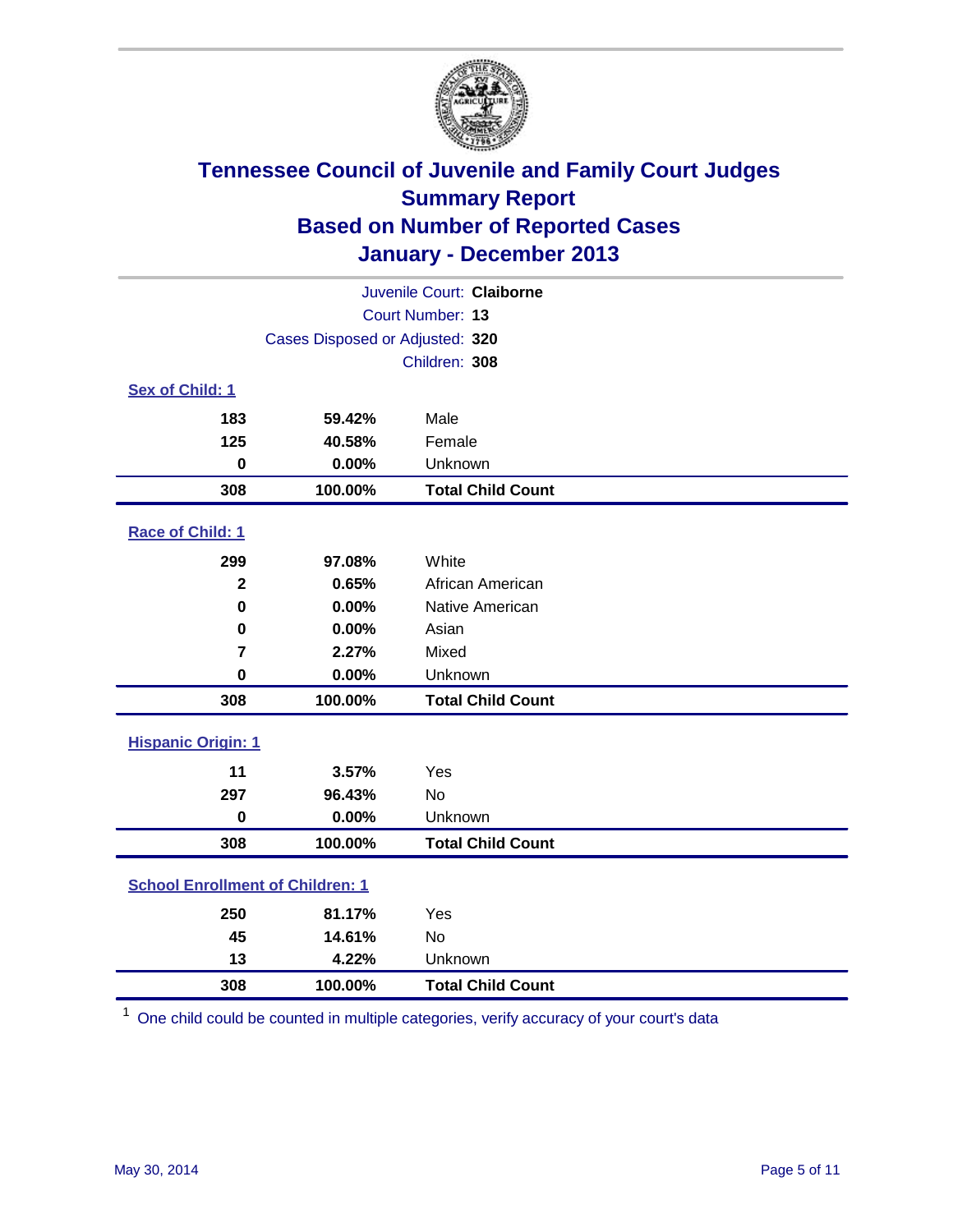# Tennessee Council of Juvenile and Family Court Judges
## Summary Report
## Based on Number of Reported Cases
## January - December 2013

Juvenile Court: **Claiborne**
Court Number: **13**
Cases Disposed or Adjusted: **320**
Children: **308**

### Sex of Child: 1

| Count | Percent | Category |
|---|---|---|
| 183 | 59.42% | Male |
| 125 | 40.58% | Female |
| 0 | 0.00% | Unknown |
| **308** | **100.00%** | **Total Child Count** |

### Race of Child: 1

| Count | Percent | Category |
|---|---|---|
| 299 | 97.08% | White |
| 2 | 0.65% | African American |
| 0 | 0.00% | Native American |
| 0 | 0.00% | Asian |
| 7 | 2.27% | Mixed |
| 0 | 0.00% | Unknown |
| **308** | **100.00%** | **Total Child Count** |

### Hispanic Origin: 1

| Count | Percent | Category |
|---|---|---|
| 11 | 3.57% | Yes |
| 297 | 96.43% | No |
| 0 | 0.00% | Unknown |
| **308** | **100.00%** | **Total Child Count** |

### School Enrollment of Children: 1

| Count | Percent | Category |
|---|---|---|
| 250 | 81.17% | Yes |
| 45 | 14.61% | No |
| 13 | 4.22% | Unknown |
| **308** | **100.00%** | **Total Child Count** |

[1] One child could be counted in multiple categories, verify accuracy of your court's data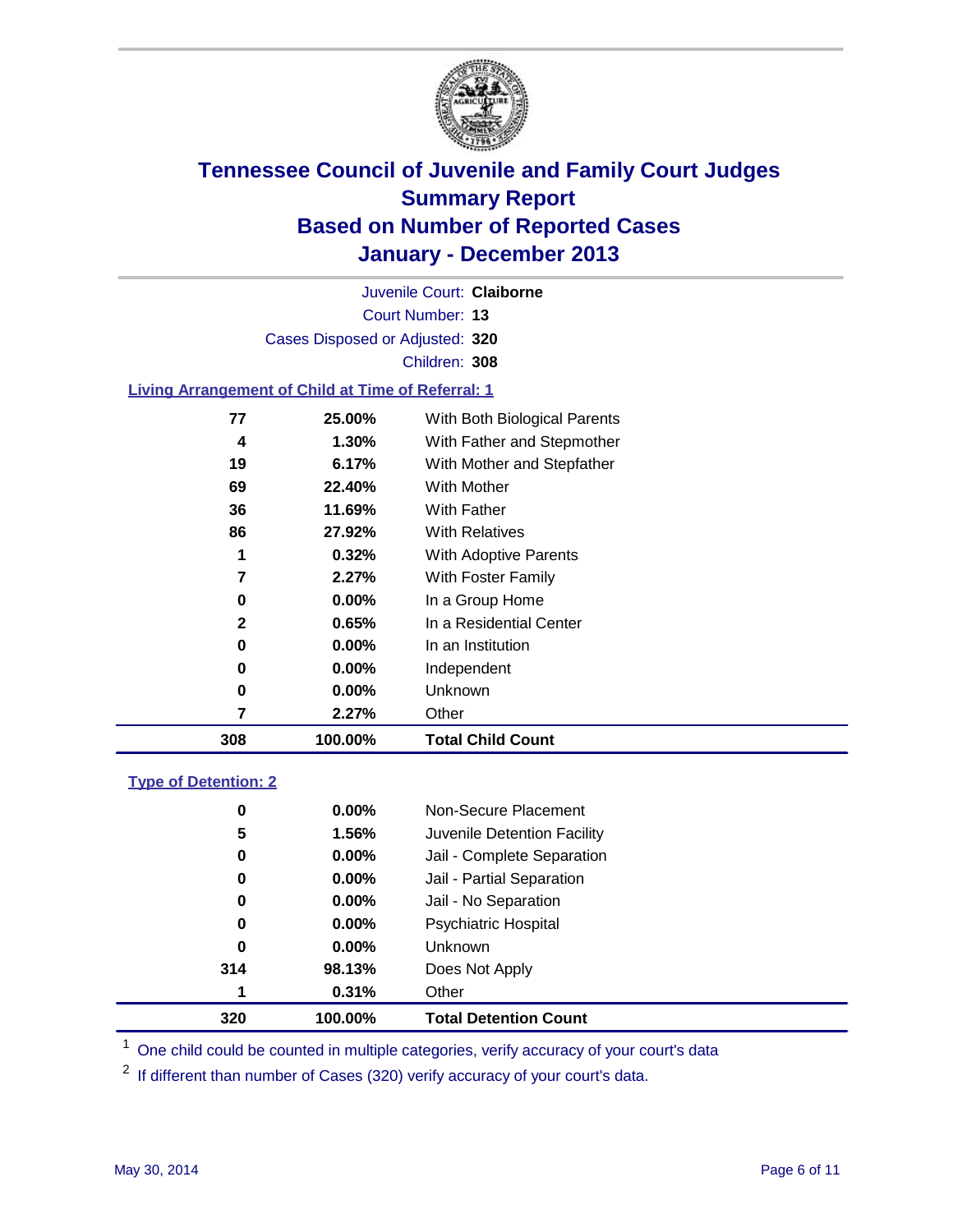# Tennessee Council of Juvenile and Family Court Judges
## Summary Report
## Based on Number of Reported Cases
## January - December 2013

Juvenile Court: **Claiborne**

Court Number: **13**

Cases Disposed or Adjusted: **320**

Children: **308**

### Living Arrangement of Child at Time of Referral: 1

| Count | Percent | Category |
|---|---|---|
| 77 | 25.00% | With Both Biological Parents |
| 4 | 1.30% | With Father and Stepmother |
| 19 | 6.17% | With Mother and Stepfather |
| 69 | 22.40% | With Mother |
| 36 | 11.69% | With Father |
| 86 | 27.92% | With Relatives |
| 1 | 0.32% | With Adoptive Parents |
| 7 | 2.27% | With Foster Family |
| 0 | 0.00% | In a Group Home |
| 2 | 0.65% | In a Residential Center |
| 0 | 0.00% | In an Institution |
| 0 | 0.00% | Independent |
| 0 | 0.00% | Unknown |
| 7 | 2.27% | Other |
| **308** | **100.00%** | **Total Child Count** |

### Type of Detention: 2

| Count | Percent | Category |
|---|---|---|
| 0 | 0.00% | Non-Secure Placement |
| 5 | 1.56% | Juvenile Detention Facility |
| 0 | 0.00% | Jail - Complete Separation |
| 0 | 0.00% | Jail - Partial Separation |
| 0 | 0.00% | Jail - No Separation |
| 0 | 0.00% | Psychiatric Hospital |
| 0 | 0.00% | Unknown |
| 314 | 98.13% | Does Not Apply |
| 1 | 0.31% | Other |
| **320** | **100.00%** | **Total Detention Count** |

[1] One child could be counted in multiple categories, verify accuracy of your court's data

[2] If different than number of Cases (320) verify accuracy of your court's data.

May 30, 2014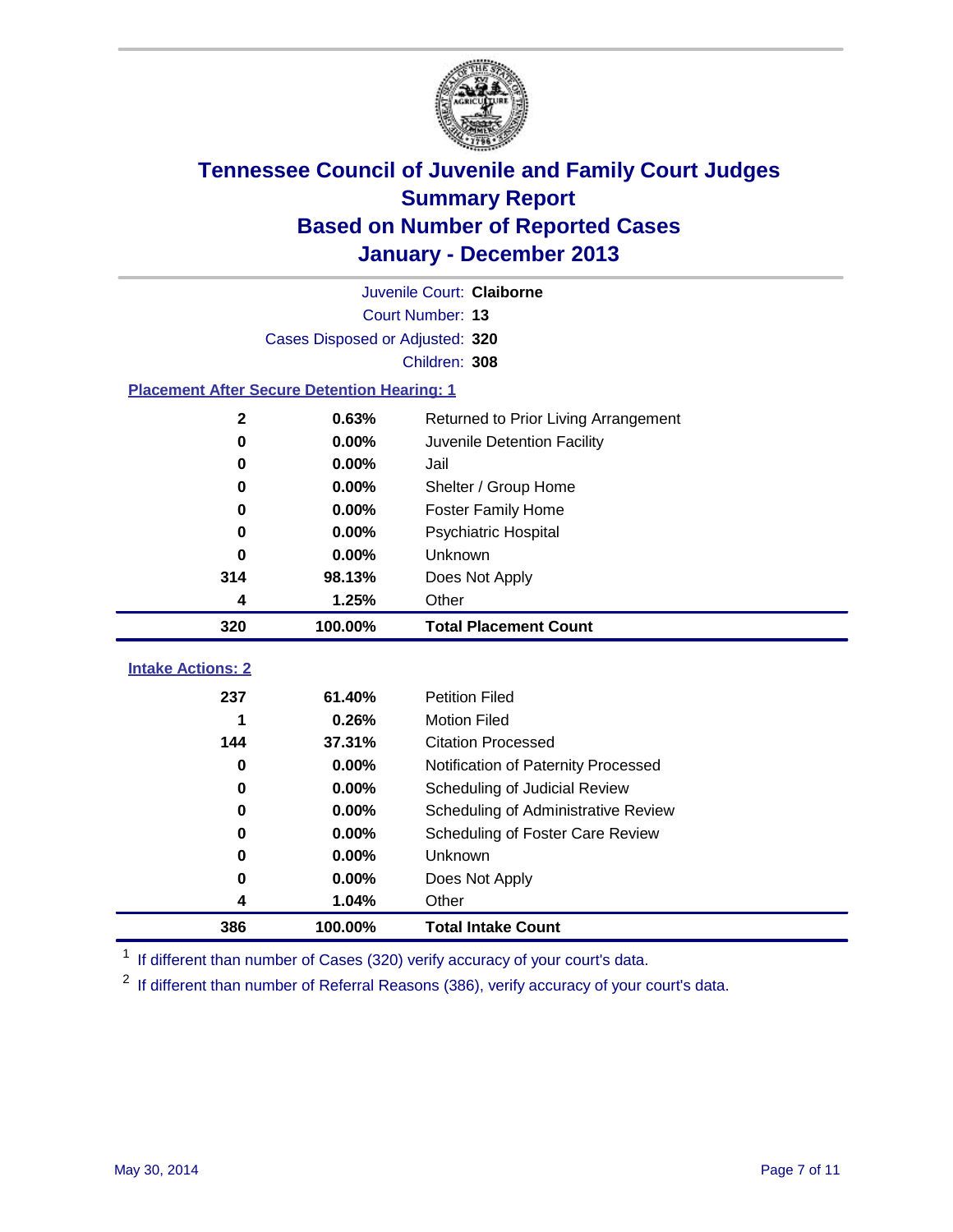# Tennessee Council of Juvenile and Family Court Judges
## Summary Report
## Based on Number of Reported Cases
## January - December 2013

Juvenile Court: **Claiborne**
Court Number: **13**
Cases Disposed or Adjusted: **320**
Children: **308**

### Placement After Secure Detention Hearing: 1

| Count | Percent | Placement |
|---|---|---|
| 2 | 0.63% | Returned to Prior Living Arrangement |
| 0 | 0.00% | Juvenile Detention Facility |
| 0 | 0.00% | Jail |
| 0 | 0.00% | Shelter / Group Home |
| 0 | 0.00% | Foster Family Home |
| 0 | 0.00% | Psychiatric Hospital |
| 0 | 0.00% | Unknown |
| 314 | 98.13% | Does Not Apply |
| 4 | 1.25% | Other |
| **320** | **100.00%** | **Total Placement Count** |

### Intake Actions: 2

| Count | Percent | Intake Action |
|---|---|---|
| 237 | 61.40% | Petition Filed |
| 1 | 0.26% | Motion Filed |
| 144 | 37.31% | Citation Processed |
| 0 | 0.00% | Notification of Paternity Processed |
| 0 | 0.00% | Scheduling of Judicial Review |
| 0 | 0.00% | Scheduling of Administrative Review |
| 0 | 0.00% | Scheduling of Foster Care Review |
| 0 | 0.00% | Unknown |
| 0 | 0.00% | Does Not Apply |
| 4 | 1.04% | Other |
| **386** | **100.00%** | **Total Intake Count** |

[1] If different than number of Cases (320) verify accuracy of your court's data.

[2] If different than number of Referral Reasons (386), verify accuracy of your court's data.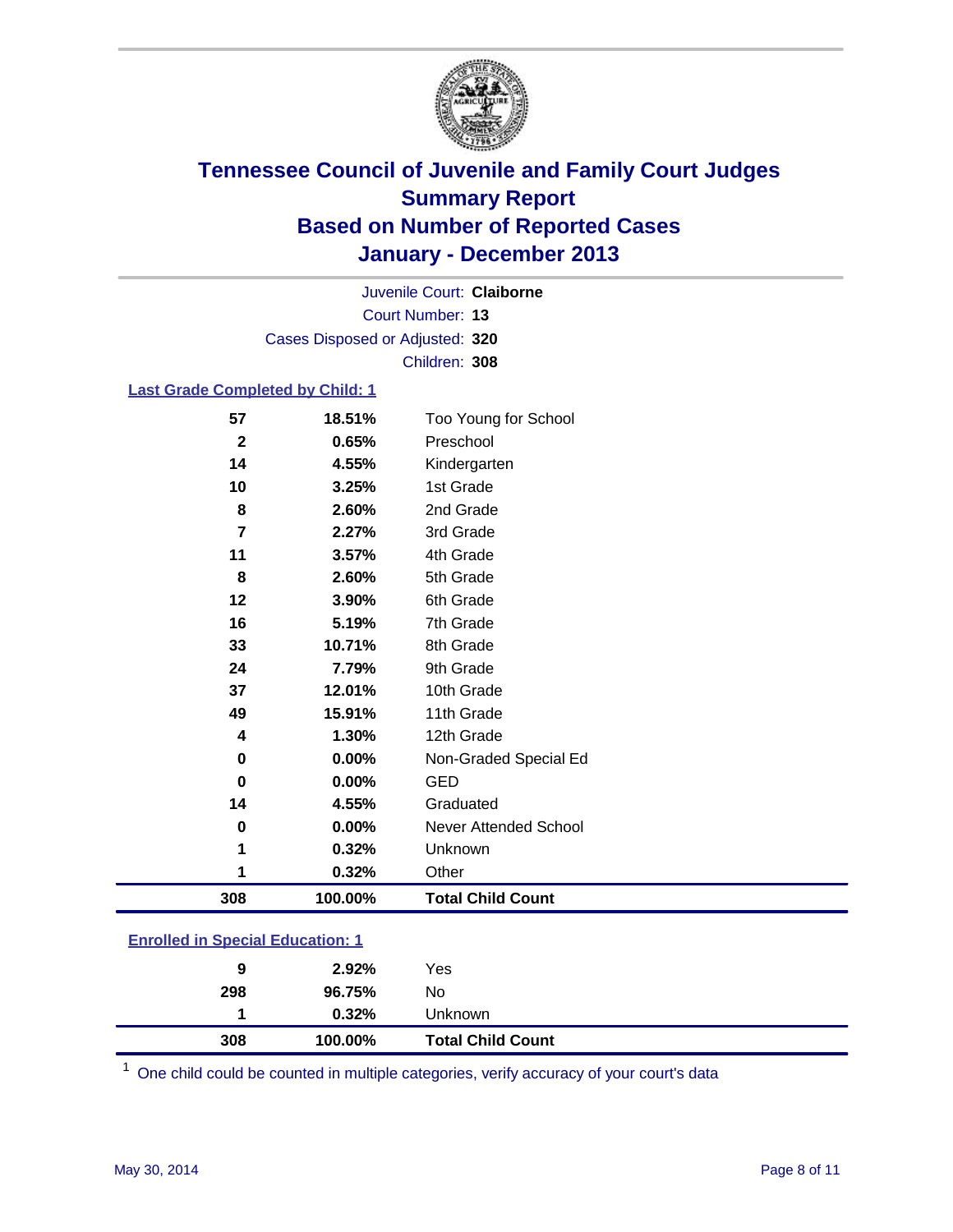# Tennessee Council of Juvenile and Family Court Judges
## Summary Report
## Based on Number of Reported Cases
## January - December 2013

Juvenile Court: **Claiborne**
Court Number: **13**
Cases Disposed or Adjusted: **320**
Children: **308**

### Last Grade Completed by Child: 1

| Count | Percent | Category |
|---|---|---|
| 57 | 18.51% | Too Young for School |
| 2 | 0.65% | Preschool |
| 14 | 4.55% | Kindergarten |
| 10 | 3.25% | 1st Grade |
| 8 | 2.60% | 2nd Grade |
| 7 | 2.27% | 3rd Grade |
| 11 | 3.57% | 4th Grade |
| 8 | 2.60% | 5th Grade |
| 12 | 3.90% | 6th Grade |
| 16 | 5.19% | 7th Grade |
| 33 | 10.71% | 8th Grade |
| 24 | 7.79% | 9th Grade |
| 37 | 12.01% | 10th Grade |
| 49 | 15.91% | 11th Grade |
| 4 | 1.30% | 12th Grade |
| 0 | 0.00% | Non-Graded Special Ed |
| 0 | 0.00% | GED |
| 14 | 4.55% | Graduated |
| 0 | 0.00% | Never Attended School |
| 1 | 0.32% | Unknown |
| 1 | 0.32% | Other |
| **308** | **100.00%** | **Total Child Count** |

### Enrolled in Special Education: 1

| Count | Percent | Category |
|---|---|---|
| 9 | 2.92% | Yes |
| 298 | 96.75% | No |
| 1 | 0.32% | Unknown |
| **308** | **100.00%** | **Total Child Count** |

[1] One child could be counted in multiple categories, verify accuracy of your court's data

May 30, 2014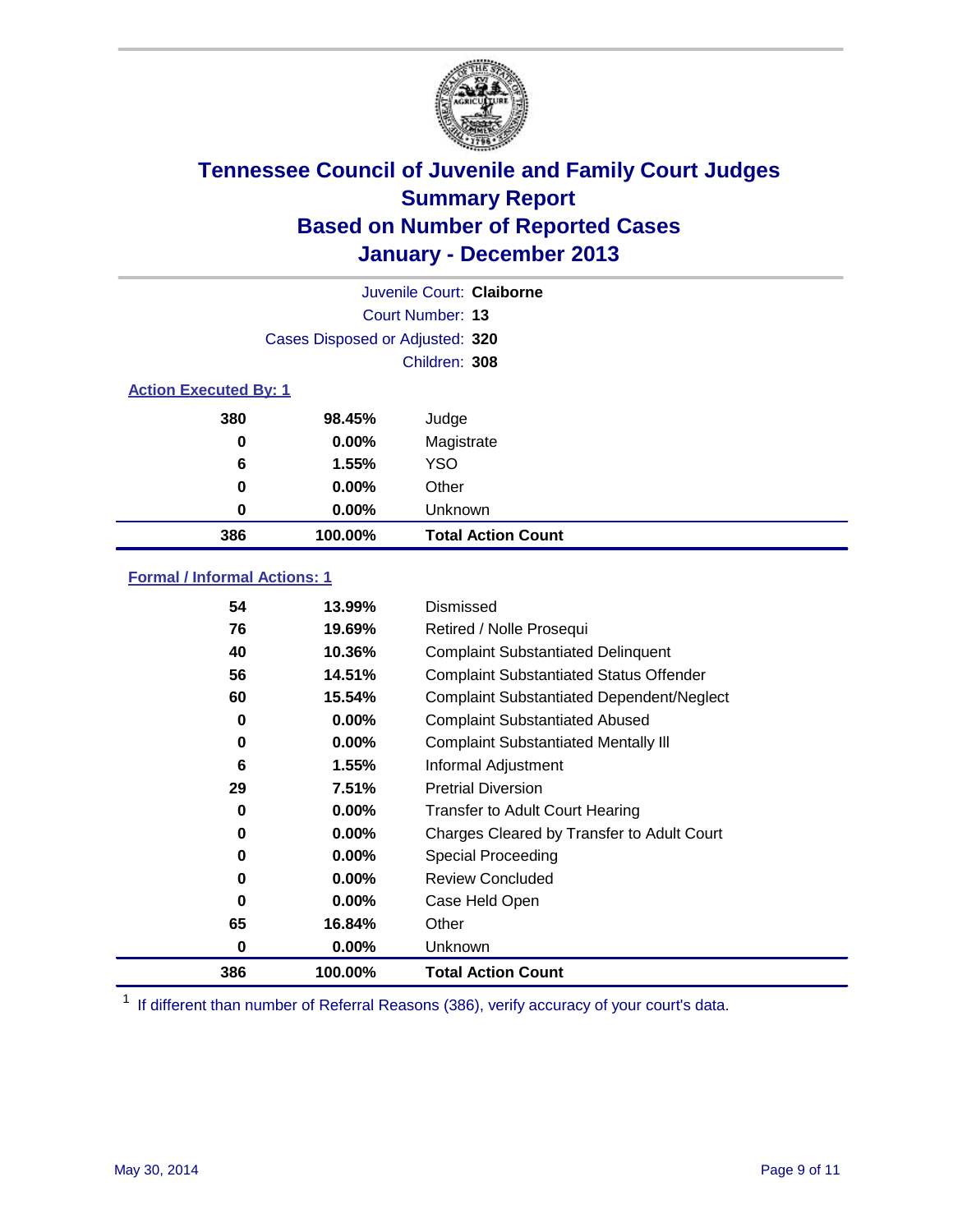# Tennessee Council of Juvenile and Family Court Judges
## Summary Report
## Based on Number of Reported Cases
## January - December 2013

Juvenile Court: **Claiborne**

Court Number: **13**

Cases Disposed or Adjusted: **320**

Children: **308**

### Action Executed By: 1

| | | |
|---|---|---|
| 380 | 98.45% | Judge |
| 0 | 0.00% | Magistrate |
| 6 | 1.55% | YSO |
| 0 | 0.00% | Other |
| 0 | 0.00% | Unknown |
| **386** | **100.00%** | **Total Action Count** |

### Formal / Informal Actions: 1

| | | |
|---|---|---|
| 54 | 13.99% | Dismissed |
| 76 | 19.69% | Retired / Nolle Prosequi |
| 40 | 10.36% | Complaint Substantiated Delinquent |
| 56 | 14.51% | Complaint Substantiated Status Offender |
| 60 | 15.54% | Complaint Substantiated Dependent/Neglect |
| 0 | 0.00% | Complaint Substantiated Abused |
| 0 | 0.00% | Complaint Substantiated Mentally Ill |
| 6 | 1.55% | Informal Adjustment |
| 29 | 7.51% | Pretrial Diversion |
| 0 | 0.00% | Transfer to Adult Court Hearing |
| 0 | 0.00% | Charges Cleared by Transfer to Adult Court |
| 0 | 0.00% | Special Proceeding |
| 0 | 0.00% | Review Concluded |
| 0 | 0.00% | Case Held Open |
| 65 | 16.84% | Other |
| 0 | 0.00% | Unknown |
| **386** | **100.00%** | **Total Action Count** |

[1] If different than number of Referral Reasons (386), verify accuracy of your court's data.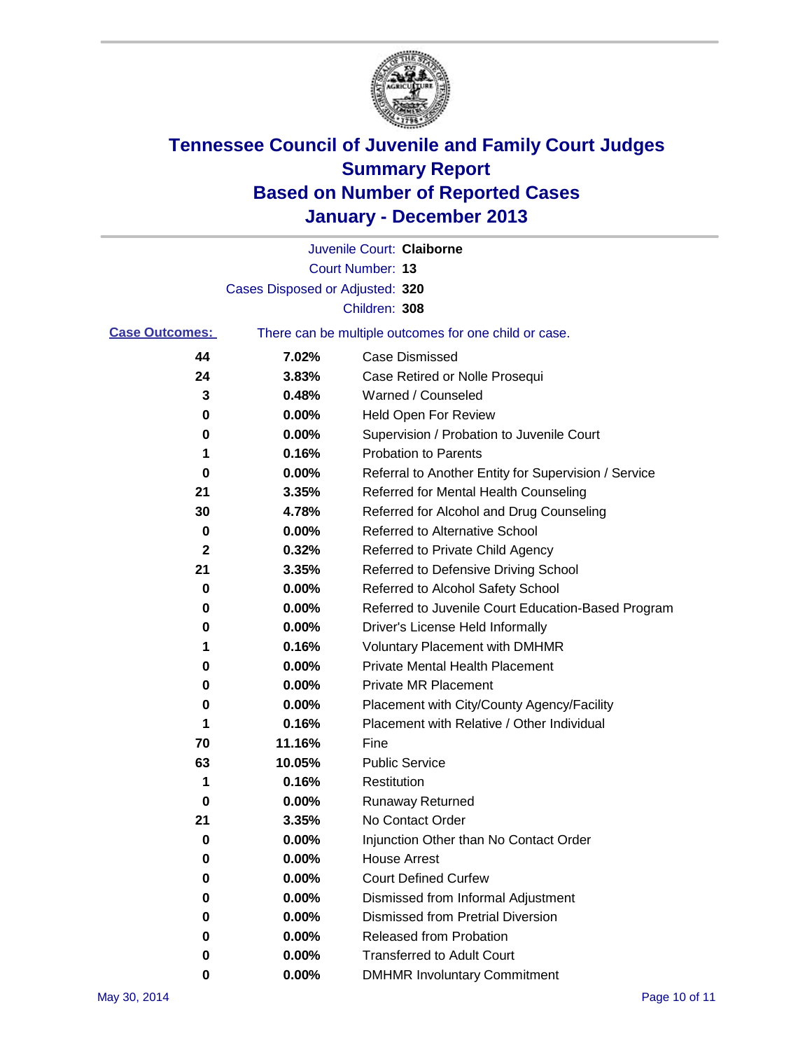# Tennessee Council of Juvenile and Family Court Judges
## Summary Report
## Based on Number of Reported Cases
## January - December 2013

Juvenile Court: **Claiborne**

Court Number: **13**

Cases Disposed or Adjusted: **320**

Children: **308**

**Case Outcomes:** There can be multiple outcomes for one child or case.

| Count | Percent | Outcome |
|---|---|---|
| 44 | 7.02% | Case Dismissed |
| 24 | 3.83% | Case Retired or Nolle Prosequi |
| 3 | 0.48% | Warned / Counseled |
| 0 | 0.00% | Held Open For Review |
| 0 | 0.00% | Supervision / Probation to Juvenile Court |
| 1 | 0.16% | Probation to Parents |
| 0 | 0.00% | Referral to Another Entity for Supervision / Service |
| 21 | 3.35% | Referred for Mental Health Counseling |
| 30 | 4.78% | Referred for Alcohol and Drug Counseling |
| 0 | 0.00% | Referred to Alternative School |
| 2 | 0.32% | Referred to Private Child Agency |
| 21 | 3.35% | Referred to Defensive Driving School |
| 0 | 0.00% | Referred to Alcohol Safety School |
| 0 | 0.00% | Referred to Juvenile Court Education-Based Program |
| 0 | 0.00% | Driver's License Held Informally |
| 1 | 0.16% | Voluntary Placement with DMHMR |
| 0 | 0.00% | Private Mental Health Placement |
| 0 | 0.00% | Private MR Placement |
| 0 | 0.00% | Placement with City/County Agency/Facility |
| 1 | 0.16% | Placement with Relative / Other Individual |
| 70 | 11.16% | Fine |
| 63 | 10.05% | Public Service |
| 1 | 0.16% | Restitution |
| 0 | 0.00% | Runaway Returned |
| 21 | 3.35% | No Contact Order |
| 0 | 0.00% | Injunction Other than No Contact Order |
| 0 | 0.00% | House Arrest |
| 0 | 0.00% | Court Defined Curfew |
| 0 | 0.00% | Dismissed from Informal Adjustment |
| 0 | 0.00% | Dismissed from Pretrial Diversion |
| 0 | 0.00% | Released from Probation |
| 0 | 0.00% | Transferred to Adult Court |
| 0 | 0.00% | DMHMR Involuntary Commitment |

May 30, 2014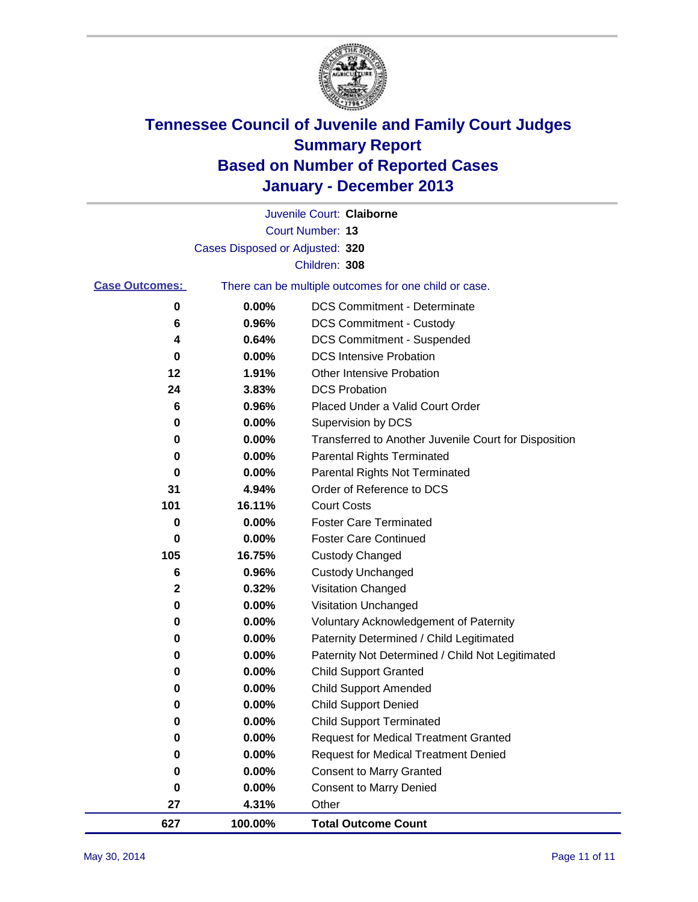# Tennessee Council of Juvenile and Family Court Judges
## Summary Report
## Based on Number of Reported Cases
## January - December 2013

Juvenile Court: **Claiborne**

Court Number: **13**

Cases Disposed or Adjusted: **320**

Children: **308**

**Case Outcomes:** There can be multiple outcomes for one child or case.

| | | |
|---|---|---|
| 0 | 0.00% | DCS Commitment - Determinate |
| 6 | 0.96% | DCS Commitment - Custody |
| 4 | 0.64% | DCS Commitment - Suspended |
| 0 | 0.00% | DCS Intensive Probation |
| 12 | 1.91% | Other Intensive Probation |
| 24 | 3.83% | DCS Probation |
| 6 | 0.96% | Placed Under a Valid Court Order |
| 0 | 0.00% | Supervision by DCS |
| 0 | 0.00% | Transferred to Another Juvenile Court for Disposition |
| 0 | 0.00% | Parental Rights Terminated |
| 0 | 0.00% | Parental Rights Not Terminated |
| 31 | 4.94% | Order of Reference to DCS |
| 101 | 16.11% | Court Costs |
| 0 | 0.00% | Foster Care Terminated |
| 0 | 0.00% | Foster Care Continued |
| 105 | 16.75% | Custody Changed |
| 6 | 0.96% | Custody Unchanged |
| 2 | 0.32% | Visitation Changed |
| 0 | 0.00% | Visitation Unchanged |
| 0 | 0.00% | Voluntary Acknowledgement of Paternity |
| 0 | 0.00% | Paternity Determined / Child Legitimated |
| 0 | 0.00% | Paternity Not Determined / Child Not Legitimated |
| 0 | 0.00% | Child Support Granted |
| 0 | 0.00% | Child Support Amended |
| 0 | 0.00% | Child Support Denied |
| 0 | 0.00% | Child Support Terminated |
| 0 | 0.00% | Request for Medical Treatment Granted |
| 0 | 0.00% | Request for Medical Treatment Denied |
| 0 | 0.00% | Consent to Marry Granted |
| 0 | 0.00% | Consent to Marry Denied |
| 27 | 4.31% | Other |
| **627** | **100.00%** | **Total Outcome Count** |

May 30, 2014